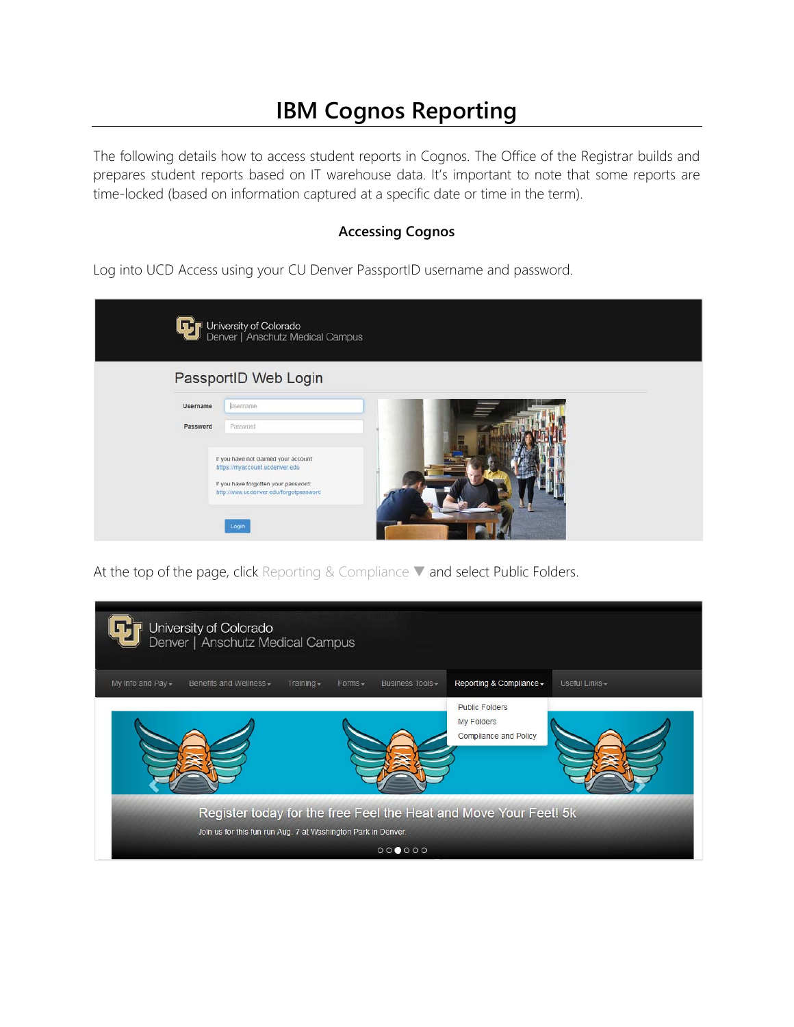# IBM Cognos Reporting

The following details how to access student reports in Cognos. The Office of the Registrar builds and prepares student reports based on IT warehouse data. It's important to note that some reports are time-locked (based on information captured at a specific date or time in the term).

### Accessing Cognos

Log into UCD Access using your CU Denver PassportID username and password.

At the top of the page, click Reporting & Compliance ▼ and select Public Folders.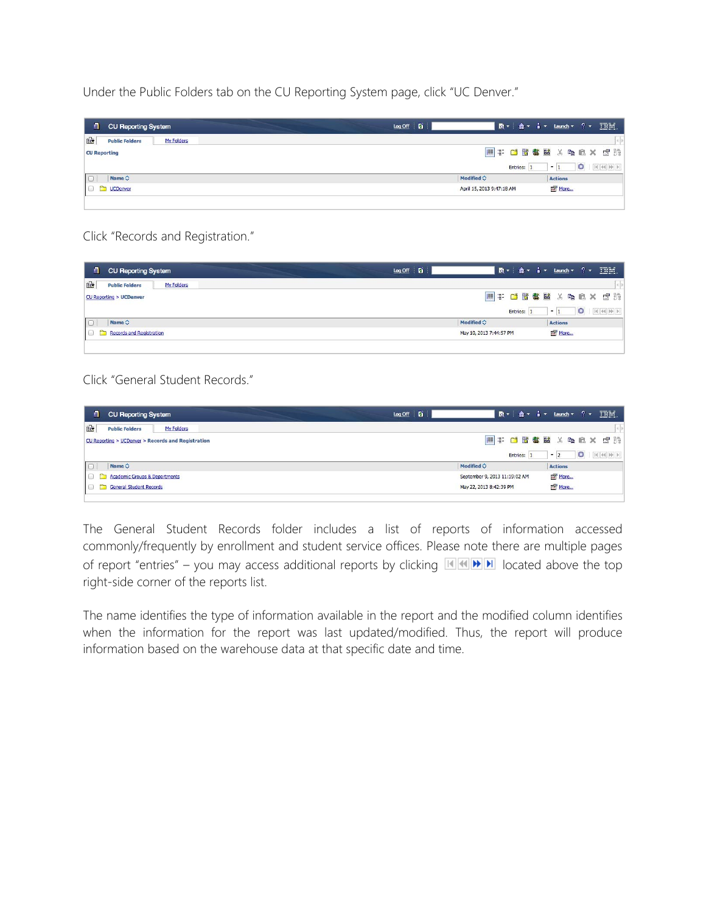Under the Public Folders tab on the CU Reporting System page, click “UC Denver.”

Click “Records and Registration.”

Click “General Student Records.”

The General Student Records folder includes a list of reports of information accessed commonly/frequently by enrollment and student service offices. Please note there are multiple pages of report “entries” – you may access additional reports by clicking located above the top right-side corner of the reports list.

The name identifies the type of information available in the report and the modified column identifies when the information for the report was last updated/modified. Thus, the report will produce information based on the warehouse data at that specific date and time.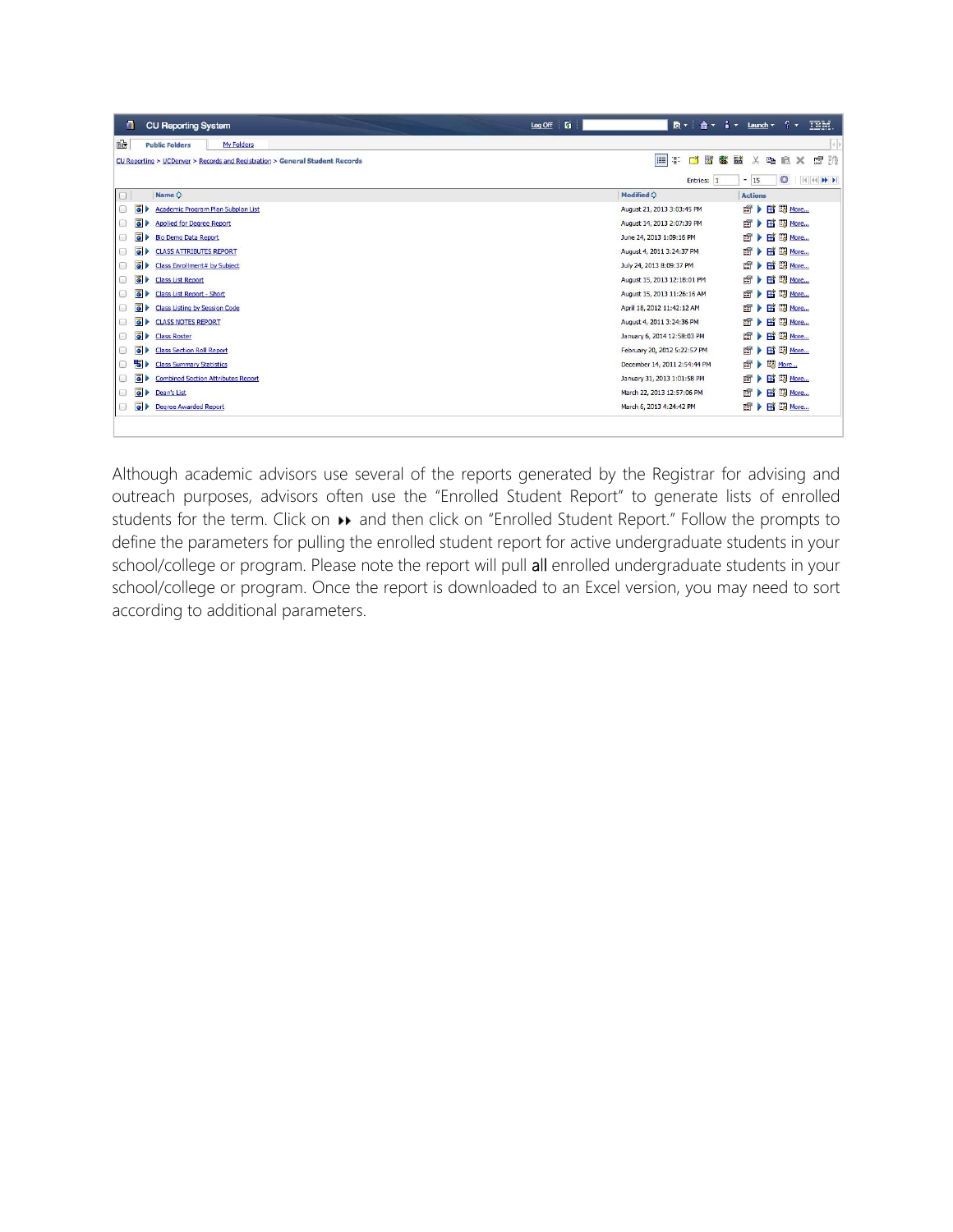| | Name | Modified | Actions |
|---|---|---|---|
| | Academic Program Plan Subplan List | August 21, 2013 3:03:45 PM | More... |
| | Applied for Degree Report | August 14, 2013 2:07:39 PM | More... |
| | Bio Demo Data Report | June 24, 2013 1:09:16 PM | More... |
| | CLASS ATTRIBUTES REPORT | August 4, 2011 3:24:37 PM | More... |
| | Class Enrollment# by Subject | July 24, 2013 8:09:37 PM | More... |
| | Class List Report | August 15, 2013 12:18:01 PM | More... |
| | Class List Report - Short | August 15, 2013 11:26:16 AM | More... |
| | Class Listing by Session Code | April 18, 2012 11:42:12 AM | More... |
| | CLASS NOTES REPORT | August 4, 2011 3:24:36 PM | More... |
| | Class Roster | January 6, 2014 12:58:03 PM | More... |
| | Class Section Roll Report | February 20, 2012 5:22:57 PM | More... |
| | Class Summary Statistics | December 14, 2011 2:54:44 PM | More... |
| | Combined Section Attributes Report | January 31, 2013 1:01:58 PM | More... |
| | Dean's List | March 22, 2013 12:57:06 PM | More... |
| | Degree Awarded Report | March 6, 2013 4:24:42 PM | More... |

Although academic advisors use several of the reports generated by the Registrar for advising and outreach purposes, advisors often use the "Enrolled Student Report" to generate lists of enrolled students for the term. Click on ▸▸ and then click on "Enrolled Student Report." Follow the prompts to define the parameters for pulling the enrolled student report for active undergraduate students in your school/college or program. Please note the report will pull **all** enrolled undergraduate students in your school/college or program. Once the report is downloaded to an Excel version, you may need to sort according to additional parameters.